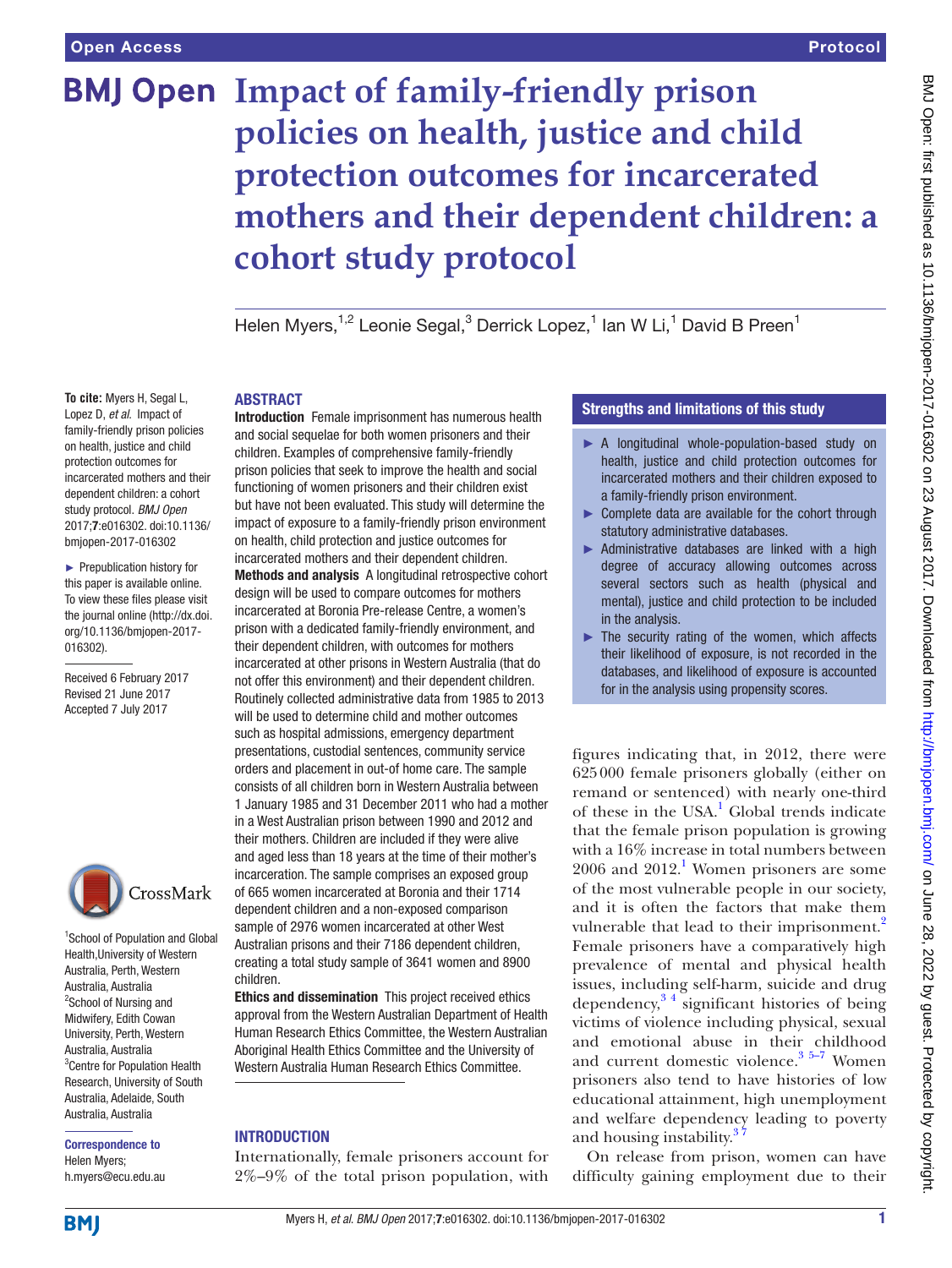# Impact of family-friendly prison policies on health, justice and child protection outcomes for incarcerated mothers and their dependent children: a cohort study protocol

Helen Myers,[1,2] Leonie Segal,[3] Derrick Lopez,[1] Ian W Li,[1] David B Preen[1]

**To cite:** Myers H, Segal L, Lopez D, *et al*. Impact of family-friendly prison policies on health, justice and child protection outcomes for incarcerated mothers and their dependent children: a cohort study protocol. *BMJ Open* 2017;**7**:e016302. doi:10.1136/bmjopen-2017-016302

► Prepublication history for this paper is available online. To view these files please visit the journal online (http://dx.doi.org/10.1136/bmjopen-2017-016302).

Received 6 February 2017
Revised 21 June 2017
Accepted 7 July 2017

[1]School of Population and Global Health, University of Western Australia, Perth, Western Australia, Australia
[2]School of Nursing and Midwifery, Edith Cowan University, Perth, Western Australia, Australia
[3]Centre for Population Health Research, University of South Australia, Adelaide, South Australia, Australia

**Correspondence to**
Helen Myers;
h.myers@ecu.edu.au

## ABSTRACT

**Introduction** Female imprisonment has numerous health and social sequelae for both women prisoners and their children. Examples of comprehensive family-friendly prison policies that seek to improve the health and social functioning of women prisoners and their children exist but have not been evaluated. This study will determine the impact of exposure to a family-friendly prison environment on health, child protection and justice outcomes for incarcerated mothers and their dependent children.

**Methods and analysis** A longitudinal retrospective cohort design will be used to compare outcomes for mothers incarcerated at Boronia Pre-release Centre, a women's prison with a dedicated family-friendly environment, and their dependent children, with outcomes for mothers incarcerated at other prisons in Western Australia (that do not offer this environment) and their dependent children. Routinely collected administrative data from 1985 to 2013 will be used to determine child and mother outcomes such as hospital admissions, emergency department presentations, custodial sentences, community service orders and placement in out-of home care. The sample consists of all children born in Western Australia between 1 January 1985 and 31 December 2011 who had a mother in a West Australian prison between 1990 and 2012 and their mothers. Children are included if they were alive and aged less than 18 years at the time of their mother's incarceration. The sample comprises an exposed group of 665 women incarcerated at Boronia and their 1714 dependent children and a non-exposed comparison sample of 2976 women incarcerated at other West Australian prisons and their 7186 dependent children, creating a total study sample of 3641 women and 8900 children.

**Ethics and dissemination** This project received ethics approval from the Western Australian Department of Health Human Research Ethics Committee, the Western Australian Aboriginal Health Ethics Committee and the University of Western Australia Human Research Ethics Committee.

## Strengths and limitations of this study

- ► A longitudinal whole-population-based study on health, justice and child protection outcomes for incarcerated mothers and their children exposed to a family-friendly prison environment.
- ► Complete data are available for the cohort through statutory administrative databases.
- ► Administrative databases are linked with a high degree of accuracy allowing outcomes across several sectors such as health (physical and mental), justice and child protection to be included in the analysis.
- ► The security rating of the women, which affects their likelihood of exposure, is not recorded in the databases, and likelihood of exposure is accounted for in the analysis using propensity scores.

## INTRODUCTION

Internationally, female prisoners account for 2%–9% of the total prison population, with figures indicating that, in 2012, there were 625 000 female prisoners globally (either on remand or sentenced) with nearly one-third of these in the USA.[1] Global trends indicate that the female prison population is growing with a 16% increase in total numbers between 2006 and 2012.[1] Women prisoners are some of the most vulnerable people in our society, and it is often the factors that make them vulnerable that lead to their imprisonment.[2] Female prisoners have a comparatively high prevalence of mental and physical health issues, including self-harm, suicide and drug dependency,[3 4] significant histories of being victims of violence including physical, sexual and emotional abuse in their childhood and current domestic violence.[3 5–7] Women prisoners also tend to have histories of low educational attainment, high unemployment and welfare dependency leading to poverty and housing instability.[3 7]

On release from prison, women can have difficulty gaining employment due to their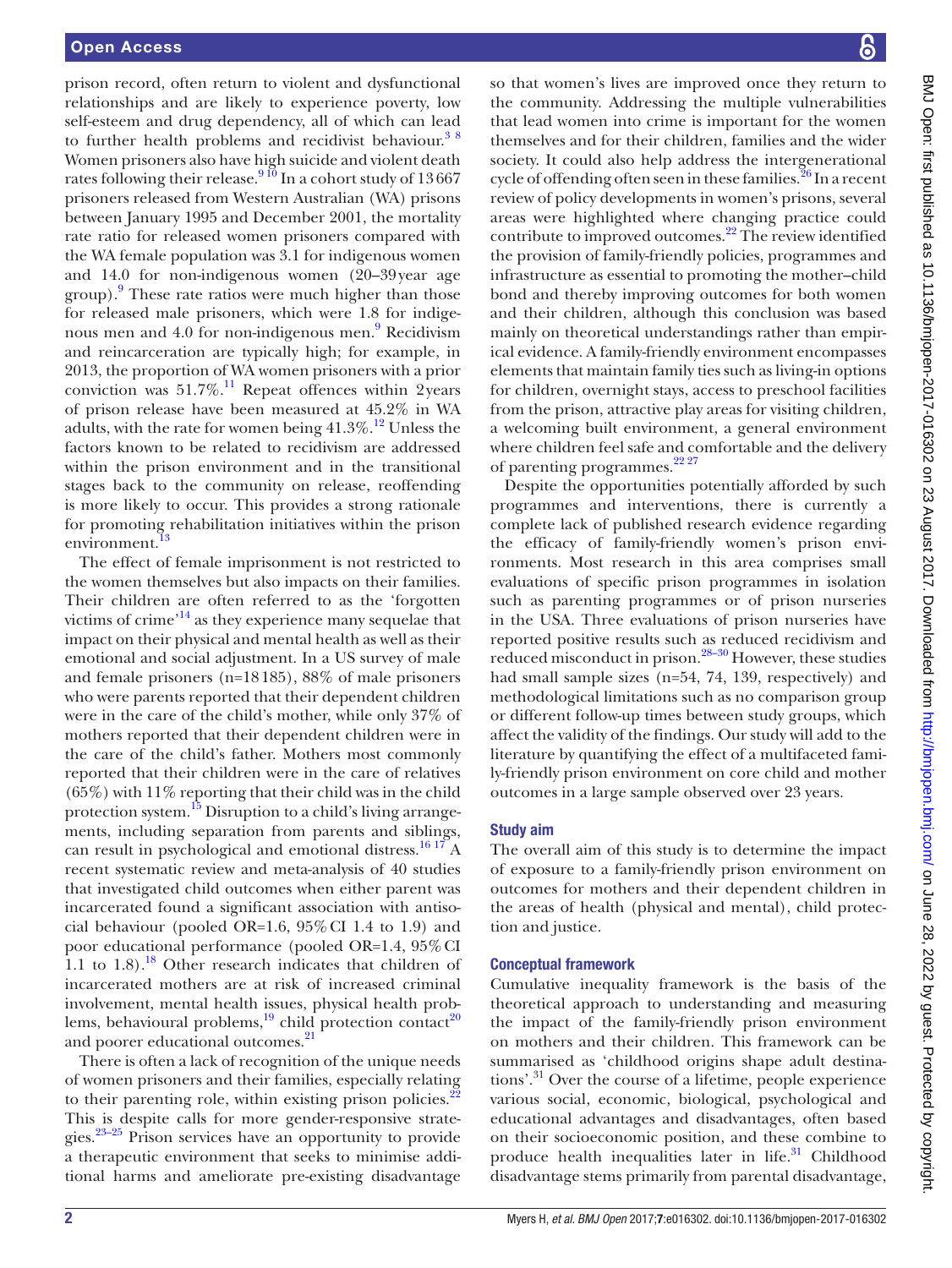prison record, often return to violent and dysfunctional relationships and are likely to experience poverty, low self-esteem and drug dependency, all of which can lead to further health problems and recidivist behaviour.[3 8] Women prisoners also have high suicide and violent death rates following their release.[9 10] In a cohort study of 13 667 prisoners released from Western Australian (WA) prisons between January 1995 and December 2001, the mortality rate ratio for released women prisoners compared with the WA female population was 3.1 for indigenous women and 14.0 for non-indigenous women (20–39 year age group).[9] These rate ratios were much higher than those for released male prisoners, which were 1.8 for indigenous men and 4.0 for non-indigenous men.[9] Recidivism and reincarceration are typically high; for example, in 2013, the proportion of WA women prisoners with a prior conviction was 51.7%.[11] Repeat offences within 2 years of prison release have been measured at 45.2% in WA adults, with the rate for women being 41.3%.[12] Unless the factors known to be related to recidivism are addressed within the prison environment and in the transitional stages back to the community on release, reoffending is more likely to occur. This provides a strong rationale for promoting rehabilitation initiatives within the prison environment.[13]

The effect of female imprisonment is not restricted to the women themselves but also impacts on their families. Their children are often referred to as the 'forgotten victims of crime'[14] as they experience many sequelae that impact on their physical and mental health as well as their emotional and social adjustment. In a US survey of male and female prisoners (n=18 185), 88% of male prisoners who were parents reported that their dependent children were in the care of the child's mother, while only 37% of mothers reported that their dependent children were in the care of the child's father. Mothers most commonly reported that their children were in the care of relatives (65%) with 11% reporting that their child was in the child protection system.[15] Disruption to a child's living arrangements, including separation from parents and siblings, can result in psychological and emotional distress.[16 17] A recent systematic review and meta-analysis of 40 studies that investigated child outcomes when either parent was incarcerated found a significant association with antisocial behaviour (pooled OR=1.6, 95% CI 1.4 to 1.9) and poor educational performance (pooled OR=1.4, 95% CI 1.1 to 1.8).[18] Other research indicates that children of incarcerated mothers are at risk of increased criminal involvement, mental health issues, physical health problems, behavioural problems,[19] child protection contact[20] and poorer educational outcomes.[21]

There is often a lack of recognition of the unique needs of women prisoners and their families, especially relating to their parenting role, within existing prison policies.[22] This is despite calls for more gender-responsive strategies.[23–25] Prison services have an opportunity to provide a therapeutic environment that seeks to minimise additional harms and ameliorate pre-existing disadvantage so that women's lives are improved once they return to the community. Addressing the multiple vulnerabilities that lead women into crime is important for the women themselves and for their children, families and the wider society. It could also help address the intergenerational cycle of offending often seen in these families.[26] In a recent review of policy developments in women's prisons, several areas were highlighted where changing practice could contribute to improved outcomes.[22] The review identified the provision of family-friendly policies, programmes and infrastructure as essential to promoting the mother–child bond and thereby improving outcomes for both women and their children, although this conclusion was based mainly on theoretical understandings rather than empirical evidence. A family-friendly environment encompasses elements that maintain family ties such as living-in options for children, overnight stays, access to preschool facilities from the prison, attractive play areas for visiting children, a welcoming built environment, a general environment where children feel safe and comfortable and the delivery of parenting programmes.[22 27]

Despite the opportunities potentially afforded by such programmes and interventions, there is currently a complete lack of published research evidence regarding the efficacy of family-friendly women's prison environments. Most research in this area comprises small evaluations of specific prison programmes in isolation such as parenting programmes or of prison nurseries in the USA. Three evaluations of prison nurseries have reported positive results such as reduced recidivism and reduced misconduct in prison.[28–30] However, these studies had small sample sizes (n=54, 74, 139, respectively) and methodological limitations such as no comparison group or different follow-up times between study groups, which affect the validity of the findings. Our study will add to the literature by quantifying the effect of a multifaceted family-friendly prison environment on core child and mother outcomes in a large sample observed over 23 years.

### Study aim

The overall aim of this study is to determine the impact of exposure to a family-friendly prison environment on outcomes for mothers and their dependent children in the areas of health (physical and mental), child protection and justice.

### Conceptual framework

Cumulative inequality framework is the basis of the theoretical approach to understanding and measuring the impact of the family-friendly prison environment on mothers and their children. This framework can be summarised as 'childhood origins shape adult destinations'.[31] Over the course of a lifetime, people experience various social, economic, biological, psychological and educational advantages and disadvantages, often based on their socioeconomic position, and these combine to produce health inequalities later in life.[31] Childhood disadvantage stems primarily from parental disadvantage,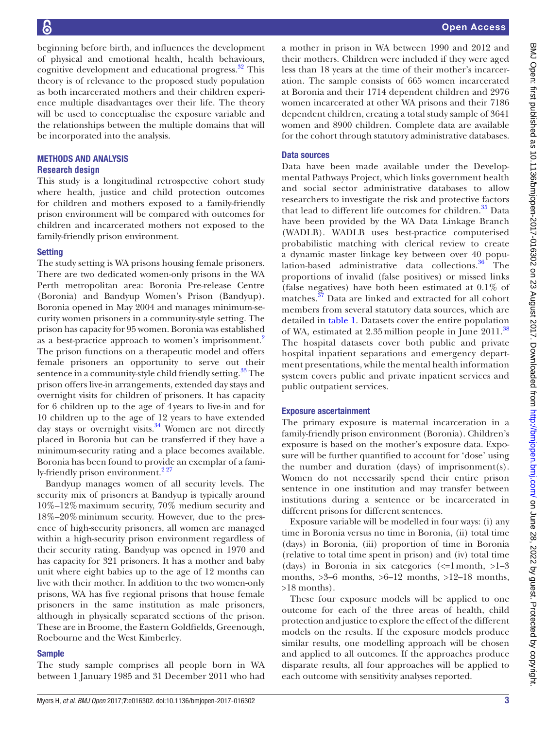beginning before birth, and influences the development of physical and emotional health, health behaviours, cognitive development and educational progress.[32] This theory is of relevance to the proposed study population as both incarcerated mothers and their children experience multiple disadvantages over their life. The theory will be used to conceptualise the exposure variable and the relationships between the multiple domains that will be incorporated into the analysis.

## METHODS AND ANALYSIS

### Research design

This study is a longitudinal retrospective cohort study where health, justice and child protection outcomes for children and mothers exposed to a family-friendly prison environment will be compared with outcomes for children and incarcerated mothers not exposed to the family-friendly prison environment.

### Setting

The study setting is WA prisons housing female prisoners. There are two dedicated women-only prisons in the WA Perth metropolitan area: Boronia Pre-release Centre (Boronia) and Bandyup Women's Prison (Bandyup). Boronia opened in May 2004 and manages minimum-security women prisoners in a community-style setting. The prison has capacity for 95 women. Boronia was established as a best-practice approach to women's imprisonment.[2] The prison functions on a therapeutic model and offers female prisoners an opportunity to serve out their sentence in a community-style child friendly setting.[33] The prison offers live-in arrangements, extended day stays and overnight visits for children of prisoners. It has capacity for 6 children up to the age of 4 years to live-in and for 10 children up to the age of 12 years to have extended day stays or overnight visits.[34] Women are not directly placed in Boronia but can be transferred if they have a minimum-security rating and a place becomes available. Boronia has been found to provide an exemplar of a family-friendly prison environment.[2,27]

Bandyup manages women of all security levels. The security mix of prisoners at Bandyup is typically around 10%–12% maximum security, 70% medium security and 18%–20% minimum security. However, due to the presence of high-security prisoners, all women are managed within a high-security prison environment regardless of their security rating. Bandyup was opened in 1970 and has capacity for 321 prisoners. It has a mother and baby unit where eight babies up to the age of 12 months can live with their mother. In addition to the two women-only prisons, WA has five regional prisons that house female prisoners in the same institution as male prisoners, although in physically separated sections of the prison. These are in Broome, the Eastern Goldfields, Greenough, Roebourne and the West Kimberley.

### Sample

The study sample comprises all people born in WA between 1 January 1985 and 31 December 2011 who had a mother in prison in WA between 1990 and 2012 and their mothers. Children were included if they were aged less than 18 years at the time of their mother's incarceration. The sample consists of 665 women incarcerated at Boronia and their 1714 dependent children and 2976 women incarcerated at other WA prisons and their 7186 dependent children, creating a total study sample of 3641 women and 8900 children. Complete data are available for the cohort through statutory administrative databases.

### Data sources

Data have been made available under the Developmental Pathways Project, which links government health and social sector administrative databases to allow researchers to investigate the risk and protective factors that lead to different life outcomes for children.[35] Data have been provided by the WA Data Linkage Branch (WADLB). WADLB uses best-practice computerised probabilistic matching with clerical review to create a dynamic master linkage key between over 40 population-based administrative data collections.[36] The proportions of invalid (false positives) or missed links (false negatives) have both been estimated at 0.1% of matches.[37] Data are linked and extracted for all cohort members from several statutory data sources, which are detailed in table 1. Datasets cover the entire population of WA, estimated at 2.35 million people in June 2011.[38] The hospital datasets cover both public and private hospital inpatient separations and emergency department presentations, while the mental health information system covers public and private inpatient services and public outpatient services.

### Exposure ascertainment

The primary exposure is maternal incarceration in a family-friendly prison environment (Boronia). Children's exposure is based on the mother's exposure data. Exposure will be further quantified to account for 'dose' using the number and duration (days) of imprisonment(s). Women do not necessarily spend their entire prison sentence in one institution and may transfer between institutions during a sentence or be incarcerated in different prisons for different sentences.

Exposure variable will be modelled in four ways: (i) any time in Boronia versus no time in Boronia, (ii) total time (days) in Boronia, (iii) proportion of time in Boronia (relative to total time spent in prison) and (iv) total time (days) in Boronia in six categories (<=1 month, >1–3 months, >3–6 months, >6–12 months, >12–18 months, >18 months).

These four exposure models will be applied to one outcome for each of the three areas of health, child protection and justice to explore the effect of the different models on the results. If the exposure models produce similar results, one modelling approach will be chosen and applied to all outcomes. If the approaches produce disparate results, all four approaches will be applied to each outcome with sensitivity analyses reported.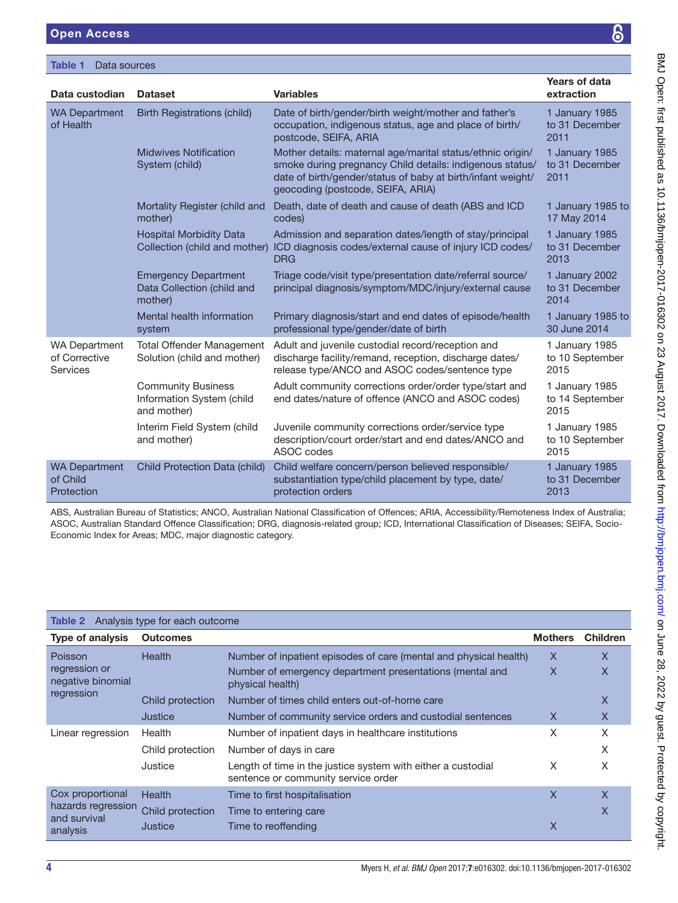**Table 1** Data sources

| Data custodian | Dataset | Variables | Years of data extraction |
|---|---|---|---|
| WA Department of Health | Birth Registrations (child) | Date of birth/gender/birth weight/mother and father's occupation, indigenous status, age and place of birth/postcode, SEIFA, ARIA | 1 January 1985 to 31 December 2011 |
| | Midwives Notification System (child) | Mother details: maternal age/marital status/ethnic origin/smoke during pregnancy Child details: indigenous status/date of birth/gender/status of baby at birth/infant weight/geocoding (postcode, SEIFA, ARIA) | 1 January 1985 to 31 December 2011 |
| | Mortality Register (child and mother) | Death, date of death and cause of death (ABS and ICD codes) | 1 January 1985 to 17 May 2014 |
| | Hospital Morbidity Data Collection (child and mother) | Admission and separation dates/length of stay/principal ICD diagnosis codes/external cause of injury ICD codes/DRG | 1 January 1985 to 31 December 2013 |
| | Emergency Department Data Collection (child and mother) | Triage code/visit type/presentation date/referral source/principal diagnosis/symptom/MDC/injury/external cause | 1 January 2002 to 31 December 2014 |
| | Mental health information system | Primary diagnosis/start and end dates of episode/health professional type/gender/date of birth | 1 January 1985 to 30 June 2014 |
| WA Department of Corrective Services | Total Offender Management Solution (child and mother) | Adult and juvenile custodial record/reception and discharge facility/remand, reception, discharge dates/release type/ANCO and ASOC codes/sentence type | 1 January 1985 to 10 September 2015 |
| | Community Business Information System (child and mother) | Adult community corrections order/order type/start and end dates/nature of offence (ANCO and ASOC codes) | 1 January 1985 to 14 September 2015 |
| | Interim Field System (child and mother) | Juvenile community corrections order/service type description/court order/start and end dates/ANCO and ASOC codes | 1 January 1985 to 10 September 2015 |
| WA Department of Child Protection | Child Protection Data (child) | Child welfare concern/person believed responsible/substantiation type/child placement by type, date/protection orders | 1 January 1985 to 31 December 2013 |

ABS, Australian Bureau of Statistics; ANCO, Australian National Classification of Offences; ARIA, Accessibility/Remoteness Index of Australia; ASOC, Australian Standard Offence Classification; DRG, diagnosis-related group; ICD, International Classification of Diseases; SEIFA, Socio-Economic Index for Areas; MDC, major diagnostic category.

**Table 2** Analysis type for each outcome

| Type of analysis | Outcomes | | Mothers | Children |
|---|---|---|---|---|
| Poisson regression or negative binomial regression | Health | Number of inpatient episodes of care (mental and physical health) | X | X |
| | | Number of emergency department presentations (mental and physical health) | X | X |
| | Child protection | Number of times child enters out-of-home care | | X |
| | Justice | Number of community service orders and custodial sentences | X | X |
| Linear regression | Health | Number of inpatient days in healthcare institutions | X | X |
| | Child protection | Number of days in care | | X |
| | Justice | Length of time in the justice system with either a custodial sentence or community service order | X | X |
| Cox proportional hazards regression and survival analysis | Health | Time to first hospitalisation | X | X |
| | Child protection | Time to entering care | | X |
| | Justice | Time to reoffending | X | |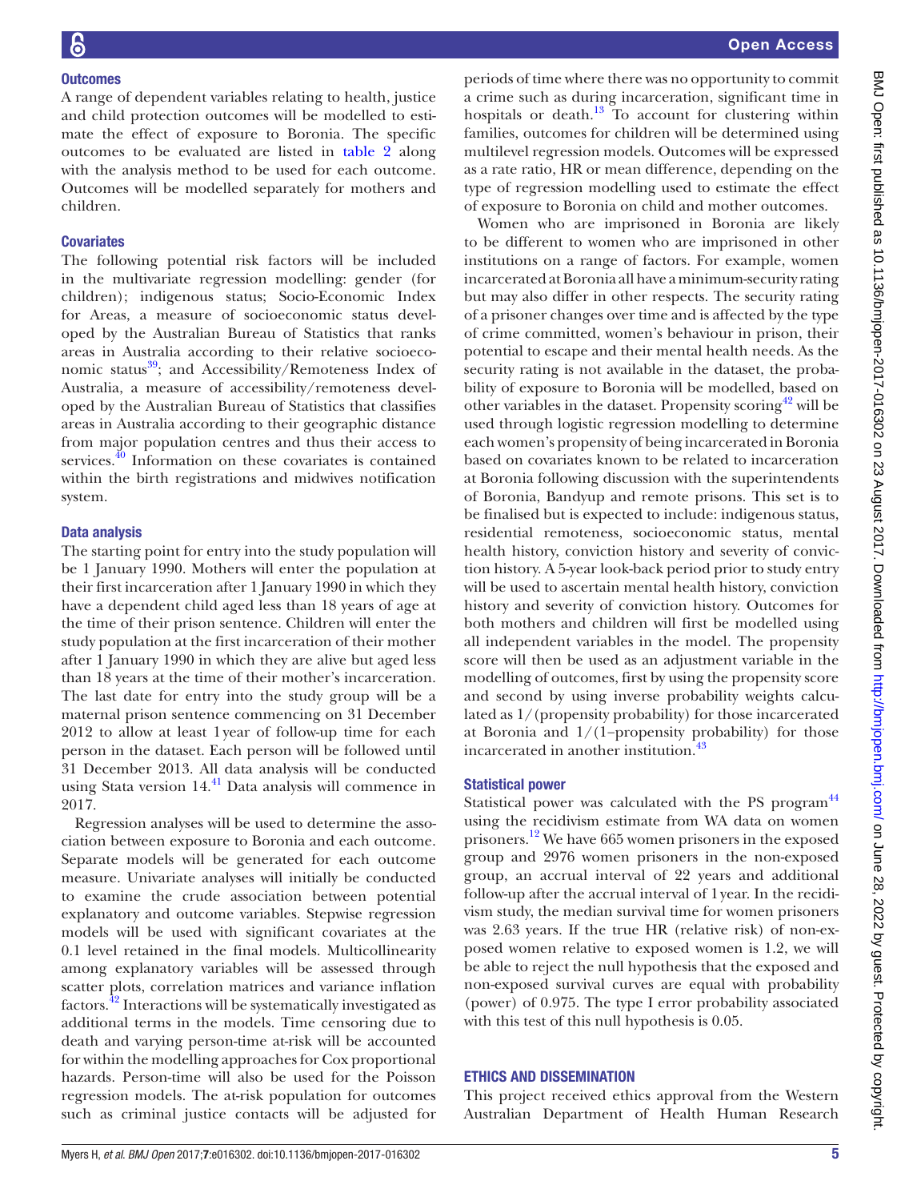### Outcomes

A range of dependent variables relating to health, justice and child protection outcomes will be modelled to estimate the effect of exposure to Boronia. The specific outcomes to be evaluated are listed in table 2 along with the analysis method to be used for each outcome. Outcomes will be modelled separately for mothers and children.

### Covariates

The following potential risk factors will be included in the multivariate regression modelling: gender (for children); indigenous status; Socio-Economic Index for Areas, a measure of socioeconomic status developed by the Australian Bureau of Statistics that ranks areas in Australia according to their relative socioeconomic status[39]; and Accessibility/Remoteness Index of Australia, a measure of accessibility/remoteness developed by the Australian Bureau of Statistics that classifies areas in Australia according to their geographic distance from major population centres and thus their access to services.[40] Information on these covariates is contained within the birth registrations and midwives notification system.

### Data analysis

The starting point for entry into the study population will be 1 January 1990. Mothers will enter the population at their first incarceration after 1 January 1990 in which they have a dependent child aged less than 18 years of age at the time of their prison sentence. Children will enter the study population at the first incarceration of their mother after 1 January 1990 in which they are alive but aged less than 18 years at the time of their mother's incarceration. The last date for entry into the study group will be a maternal prison sentence commencing on 31 December 2012 to allow at least 1 year of follow-up time for each person in the dataset. Each person will be followed until 31 December 2013. All data analysis will be conducted using Stata version 14.[41] Data analysis will commence in 2017.

Regression analyses will be used to determine the association between exposure to Boronia and each outcome. Separate models will be generated for each outcome measure. Univariate analyses will initially be conducted to examine the crude association between potential explanatory and outcome variables. Stepwise regression models will be used with significant covariates at the 0.1 level retained in the final models. Multicollinearity among explanatory variables will be assessed through scatter plots, correlation matrices and variance inflation factors.[42] Interactions will be systematically investigated as additional terms in the models. Time censoring due to death and varying person-time at-risk will be accounted for within the modelling approaches for Cox proportional hazards. Person-time will also be used for the Poisson regression models. The at-risk population for outcomes such as criminal justice contacts will be adjusted for periods of time where there was no opportunity to commit a crime such as during incarceration, significant time in hospitals or death.[13] To account for clustering within families, outcomes for children will be determined using multilevel regression models. Outcomes will be expressed as a rate ratio, HR or mean difference, depending on the type of regression modelling used to estimate the effect of exposure to Boronia on child and mother outcomes.

Women who are imprisoned in Boronia are likely to be different to women who are imprisoned in other institutions on a range of factors. For example, women incarcerated at Boronia all have a minimum-security rating but may also differ in other respects. The security rating of a prisoner changes over time and is affected by the type of crime committed, women's behaviour in prison, their potential to escape and their mental health needs. As the security rating is not available in the dataset, the probability of exposure to Boronia will be modelled, based on other variables in the dataset. Propensity scoring[42] will be used through logistic regression modelling to determine each women's propensity of being incarcerated in Boronia based on covariates known to be related to incarceration at Boronia following discussion with the superintendents of Boronia, Bandyup and remote prisons. This set is to be finalised but is expected to include: indigenous status, residential remoteness, socioeconomic status, mental health history, conviction history and severity of conviction history. A 5-year look-back period prior to study entry will be used to ascertain mental health history, conviction history and severity of conviction history. Outcomes for both mothers and children will first be modelled using all independent variables in the model. The propensity score will then be used as an adjustment variable in the modelling of outcomes, first by using the propensity score and second by using inverse probability weights calculated as 1/(propensity probability) for those incarcerated at Boronia and 1/(1–propensity probability) for those incarcerated in another institution.[43]

### Statistical power

Statistical power was calculated with the PS program[44] using the recidivism estimate from WA data on women prisoners.[12] We have 665 women prisoners in the exposed group and 2976 women prisoners in the non-exposed group, an accrual interval of 22 years and additional follow-up after the accrual interval of 1 year. In the recidivism study, the median survival time for women prisoners was 2.63 years. If the true HR (relative risk) of non-exposed women relative to exposed women is 1.2, we will be able to reject the null hypothesis that the exposed and non-exposed survival curves are equal with probability (power) of 0.975. The type I error probability associated with this test of this null hypothesis is 0.05.

## ETHICS AND DISSEMINATION

This project received ethics approval from the Western Australian Department of Health Human Research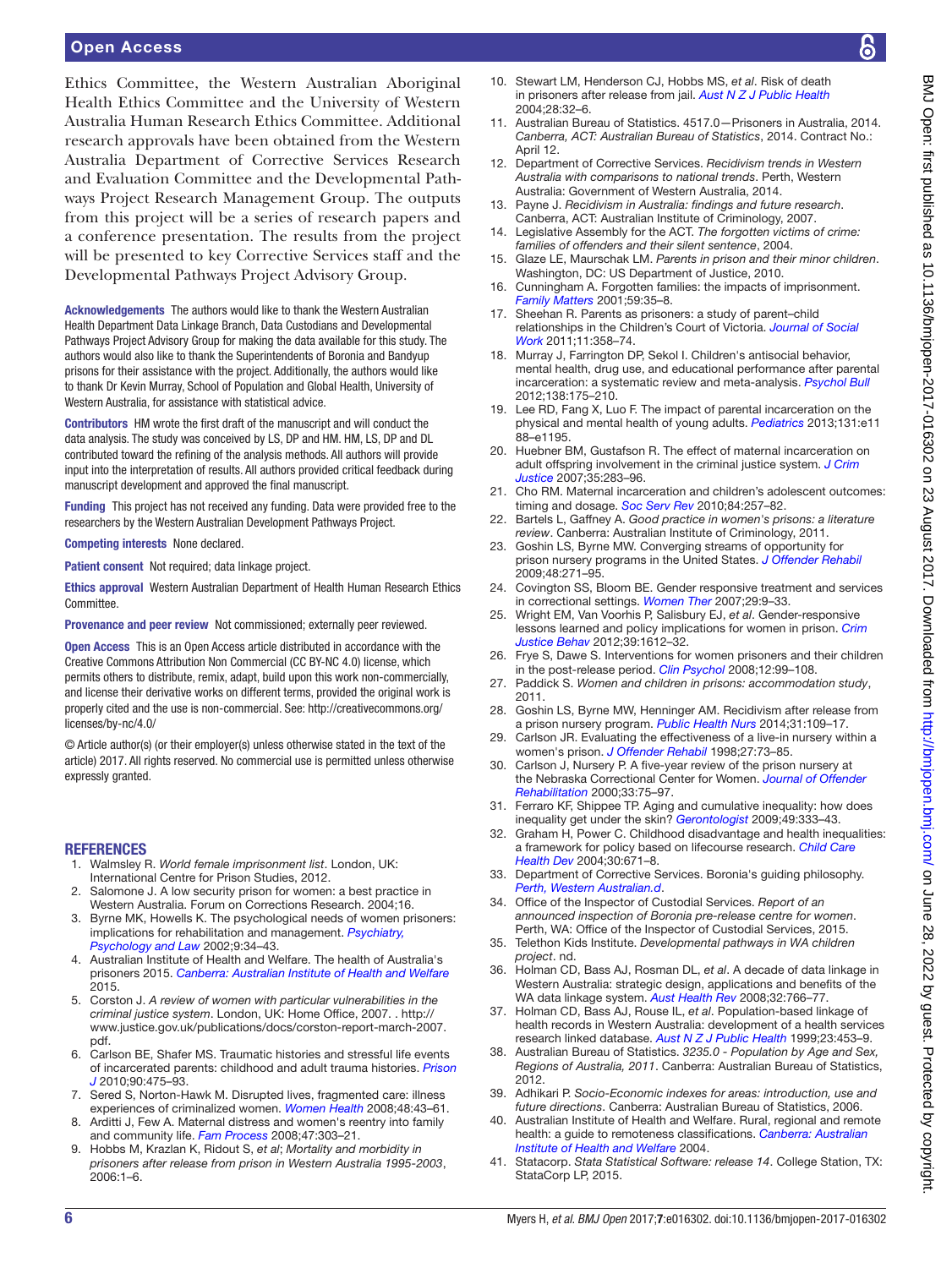Ethics Committee, the Western Australian Aboriginal Health Ethics Committee and the University of Western Australia Human Research Ethics Committee. Additional research approvals have been obtained from the Western Australia Department of Corrective Services Research and Evaluation Committee and the Developmental Pathways Project Research Management Group. The outputs from this project will be a series of research papers and a conference presentation. The results from the project will be presented to key Corrective Services staff and the Developmental Pathways Project Advisory Group.

**Acknowledgements** The authors would like to thank the Western Australian Health Department Data Linkage Branch, Data Custodians and Developmental Pathways Project Advisory Group for making the data available for this study. The authors would also like to thank the Superintendents of Boronia and Bandyup prisons for their assistance with the project. Additionally, the authors would like to thank Dr Kevin Murray, School of Population and Global Health, University of Western Australia, for assistance with statistical advice.

**Contributors** HM wrote the first draft of the manuscript and will conduct the data analysis. The study was conceived by LS, DP and HM. HM, LS, DP and DL contributed toward the refining of the analysis methods. All authors will provide input into the interpretation of results. All authors provided critical feedback during manuscript development and approved the final manuscript.

**Funding** This project has not received any funding. Data were provided free to the researchers by the Western Australian Development Pathways Project.

**Competing interests** None declared.

**Patient consent** Not required; data linkage project.

**Ethics approval** Western Australian Department of Health Human Research Ethics Committee.

**Provenance and peer review** Not commissioned; externally peer reviewed.

**Open Access** This is an Open Access article distributed in accordance with the Creative Commons Attribution Non Commercial (CC BY-NC 4.0) license, which permits others to distribute, remix, adapt, build upon this work non-commercially, and license their derivative works on different terms, provided the original work is properly cited and the use is non-commercial. See: http://creativecommons.org/licenses/by-nc/4.0/

© Article author(s) (or their employer(s) unless otherwise stated in the text of the article) 2017. All rights reserved. No commercial use is permitted unless otherwise expressly granted.

## REFERENCES

1. Walmsley R. *World female imprisonment list*. London, UK: International Centre for Prison Studies, 2012.
2. Salomone J. A low security prison for women: a best practice in Western Australia. Forum on Corrections Research. 2004;16.
3. Byrne MK, Howells K. The psychological needs of women prisoners: implications for rehabilitation and management. *Psychiatry, Psychology and Law* 2002;9:34–43.
4. Australian Institute of Health and Welfare. The health of Australia's prisoners 2015. *Canberra: Australian Institute of Health and Welfare* 2015.
5. Corston J. *A review of women with particular vulnerabilities in the criminal justice system*. London, UK: Home Office, 2007. . http://www.justice.gov.uk/publications/docs/corston-report-march-2007.pdf.
6. Carlson BE, Shafer MS. Traumatic histories and stressful life events of incarcerated parents: childhood and adult trauma histories. *Prison J* 2010;90:475–93.
7. Sered S, Norton-Hawk M. Disrupted lives, fragmented care: illness experiences of criminalized women. *Women Health* 2008;48:43–61.
8. Arditti J, Few A. Maternal distress and women's reentry into family and community life. *Fam Process* 2008;47:303–21.
9. Hobbs M, Krazlan K, Ridout S, *et al*; *Mortality and morbidity in prisoners after release from prison in Western Australia 1995-2003*, 2006:1–6.
10. Stewart LM, Henderson CJ, Hobbs MS, *et al*. Risk of death in prisoners after release from jail. *Aust N Z J Public Health* 2004;28:32–6.
11. Australian Bureau of Statistics. 4517.0—Prisoners in Australia, 2014. *Canberra, ACT: Australian Bureau of Statistics*, 2014. Contract No.: April 12.
12. Department of Corrective Services. *Recidivism trends in Western Australia with comparisons to national trends*. Perth, Western Australia: Government of Western Australia, 2014.
13. Payne J. *Recidivism in Australia: findings and future research*. Canberra, ACT: Australian Institute of Criminology, 2007.
14. Legislative Assembly for the ACT. *The forgotten victims of crime: families of offenders and their silent sentence*, 2004.
15. Glaze LE, Maurschak LM. *Parents in prison and their minor children*. Washington, DC: US Department of Justice, 2010.
16. Cunningham A. Forgotten families: the impacts of imprisonment. *Family Matters* 2001;59:35–8.
17. Sheehan R. Parents as prisoners: a study of parent–child relationships in the Children's Court of Victoria. *Journal of Social Work* 2011;11:358–74.
18. Murray J, Farrington DP, Sekol I. Children's antisocial behavior, mental health, drug use, and educational performance after parental incarceration: a systematic review and meta-analysis. *Psychol Bull* 2012;138:175–210.
19. Lee RD, Fang X, Luo F. The impact of parental incarceration on the physical and mental health of young adults. *Pediatrics* 2013;131:e1188–e1195.
20. Huebner BM, Gustafson R. The effect of maternal incarceration on adult offspring involvement in the criminal justice system. *J Crim Justice* 2007;35:283–96.
21. Cho RM. Maternal incarceration and children's adolescent outcomes: timing and dosage. *Soc Serv Rev* 2010;84:257–82.
22. Bartels L, Gaffney A. *Good practice in women's prisons: a literature review*. Canberra: Australian Institute of Criminology, 2011.
23. Goshin LS, Byrne MW. Converging streams of opportunity for prison nursery programs in the United States. *J Offender Rehabil* 2009;48:271–95.
24. Covington SS, Bloom BE. Gender responsive treatment and services in correctional settings. *Women Ther* 2007;29:9–33.
25. Wright EM, Van Voorhis P, Salisbury EJ, *et al*. Gender-responsive lessons learned and policy implications for women in prison. *Crim Justice Behav* 2012;39:1612–32.
26. Frye S, Dawe S. Interventions for women prisoners and their children in the post-release period. *Clin Psychol* 2008;12:99–108.
27. Paddick S. *Women and children in prisons: accommodation study*, 2011.
28. Goshin LS, Byrne MW, Henninger AM. Recidivism after release from a prison nursery program. *Public Health Nurs* 2014;31:109–17.
29. Carlson JR. Evaluating the effectiveness of a live-in nursery within a women's prison. *J Offender Rehabil* 1998;27:73–85.
30. Carlson J, Nursery P. A five-year review of the prison nursery at the Nebraska Correctional Center for Women. *Journal of Offender Rehabilitation* 2000;33:75–97.
31. Ferraro KF, Shippee TP. Aging and cumulative inequality: how does inequality get under the skin? *Gerontologist* 2009;49:333–43.
32. Graham H, Power C. Childhood disadvantage and health inequalities: a framework for policy based on lifecourse research. *Child Care Health Dev* 2004;30:671–8.
33. Department of Corrective Services. Boronia's guiding philosophy. *Perth, Western Australian.d*.
34. Office of the Inspector of Custodial Services. *Report of an announced inspection of Boronia pre-release centre for women*. Perth, WA: Office of the Inspector of Custodial Services, 2015.
35. Telethon Kids Institute. *Developmental pathways in WA children project*. nd.
36. Holman CD, Bass AJ, Rosman DL, *et al*. A decade of data linkage in Western Australia: strategic design, applications and benefits of the WA data linkage system. *Aust Health Rev* 2008;32:766–77.
37. Holman CD, Bass AJ, Rouse IL, *et al*. Population-based linkage of health records in Western Australia: development of a health services research linked database. *Aust N Z J Public Health* 1999;23:453–9.
38. Australian Bureau of Statistics. *3235.0 - Population by Age and Sex, Regions of Australia, 2011*. Canberra: Australian Bureau of Statistics, 2012.
39. Adhikari P. *Socio-Economic indexes for areas: introduction, use and future directions*. Canberra: Australian Bureau of Statistics, 2006.
40. Australian Institute of Health and Welfare. Rural, regional and remote health: a guide to remoteness classifications. *Canberra: Australian Institute of Health and Welfare* 2004.
41. Statacorp. *Stata Statistical Software: release 14*. College Station, TX: StataCorp LP, 2015.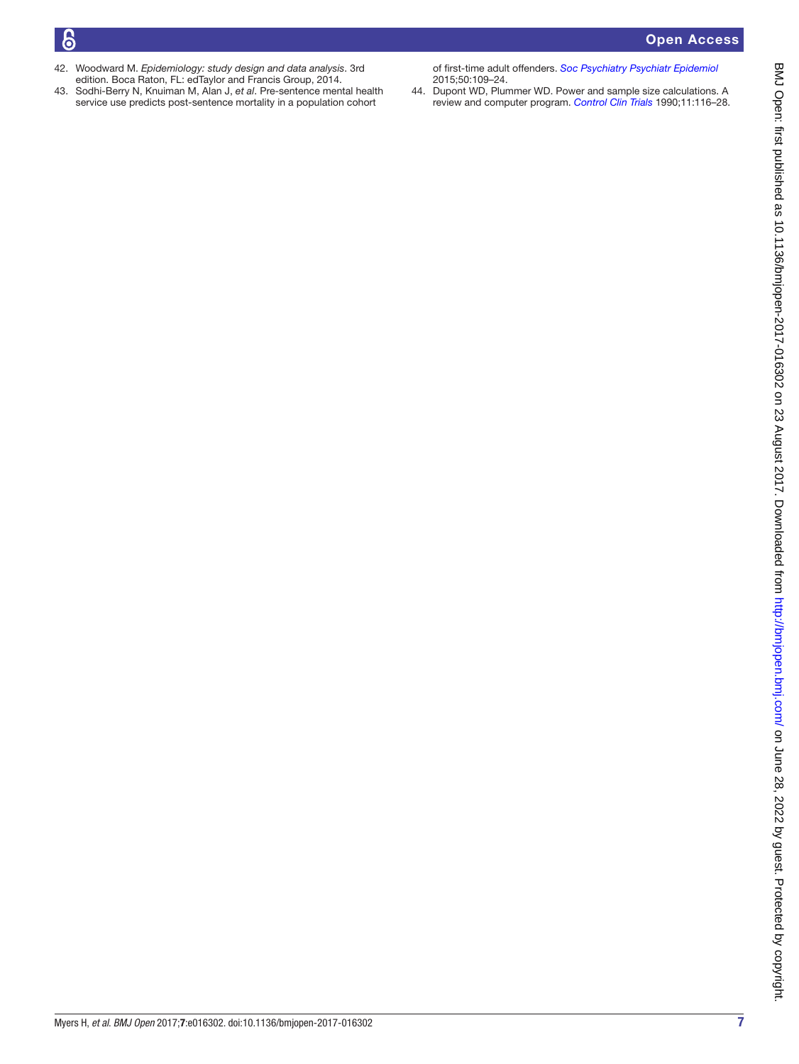42. Woodward M. *Epidemiology: study design and data analysis*. 3rd edition. Boca Raton, FL: edTaylor and Francis Group, 2014.
43. Sodhi-Berry N, Knuiman M, Alan J, *et al*. Pre-sentence mental health service use predicts post-sentence mortality in a population cohort of first-time adult offenders. *Soc Psychiatry Psychiatr Epidemiol* 2015;50:109–24.
44. Dupont WD, Plummer WD. Power and sample size calculations. A review and computer program. *Control Clin Trials* 1990;11:116–28.